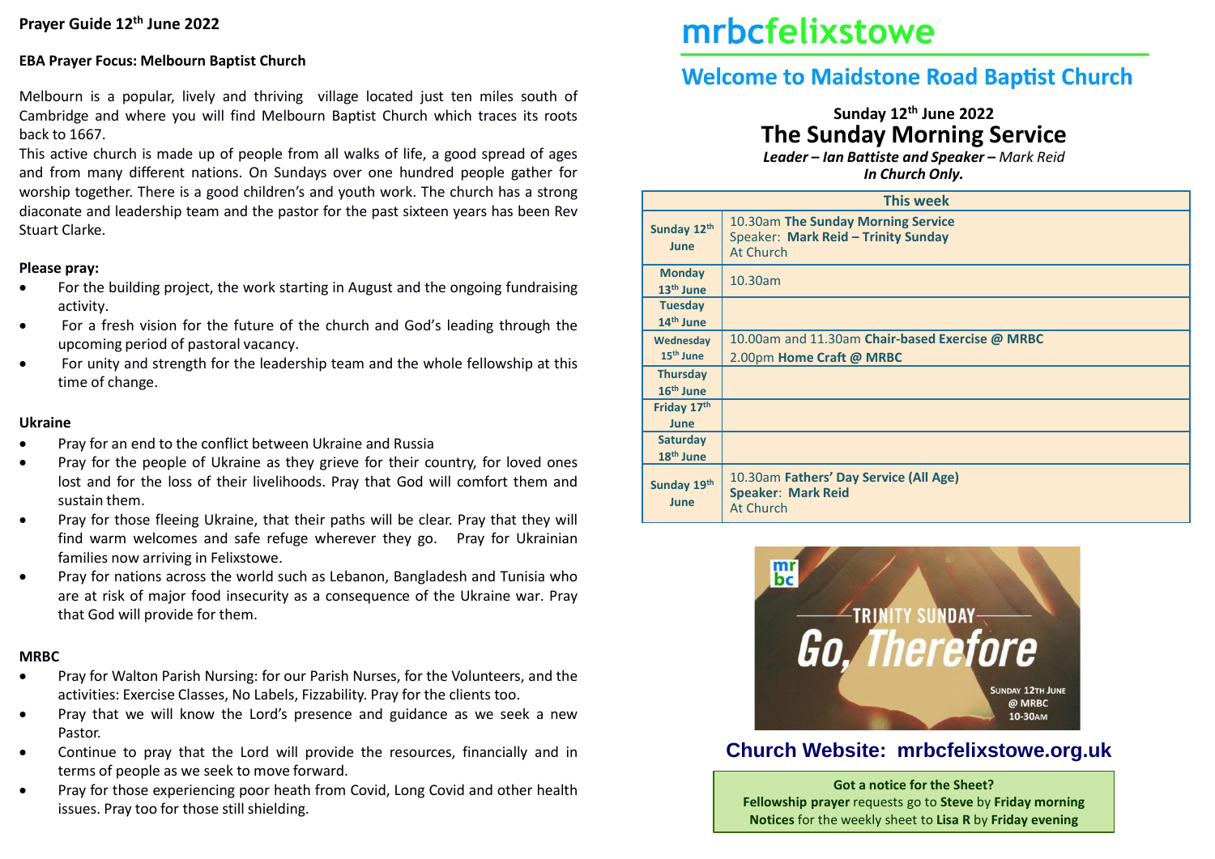**Prayer Guide 12th June 2022**

**EBA Prayer Focus: Melbourn Baptist Church**

Melbourn is a popular, lively and thriving village located just ten miles south of Cambridge and where you will find Melbourn Baptist Church which traces its roots back to 1667.

This active church is made up of people from all walks of life, a good spread of ages and from many different nations. On Sundays over one hundred people gather for worship together. There is a good children's and youth work. The church has a strong diaconate and leadership team and the pastor for the past sixteen years has been Rev Stuart Clarke.

**Please pray:**

- For the building project, the work starting in August and the ongoing fundraising activity.
- For a fresh vision for the future of the church and God's leading through the upcoming period of pastoral vacancy.
- For unity and strength for the leadership team and the whole fellowship at this time of change.

**Ukraine**

- Pray for an end to the conflict between Ukraine and Russia
- Pray for the people of Ukraine as they grieve for their country, for loved ones lost and for the loss of their livelihoods. Pray that God will comfort them and sustain them.
- Pray for those fleeing Ukraine, that their paths will be clear. Pray that they will find warm welcomes and safe refuge wherever they go. Pray for Ukrainian families now arriving in Felixstowe.
- Pray for nations across the world such as Lebanon, Bangladesh and Tunisia who are at risk of major food insecurity as a consequence of the Ukraine war. Pray that God will provide for them.

**MRBC**

- Pray for Walton Parish Nursing: for our Parish Nurses, for the Volunteers, and the activities: Exercise Classes, No Labels, Fizzability. Pray for the clients too.
- Pray that we will know the Lord's presence and guidance as we seek a new Pastor.
- Continue to pray that the Lord will provide the resources, financially and in terms of people as we seek to move forward.
- Pray for those experiencing poor heath from Covid, Long Covid and other health issues. Pray too for those still shielding.

# mrbcfelixstowe

## Welcome to Maidstone Road Baptist Church

**Sunday 12th June 2022**

## The Sunday Morning Service

***Leader – Ian Battiste and Speaker –*** *Mark Reid*

***In Church Only.***

| This week | |
|---|---|
| **Sunday 12th June** | 10.30am **The Sunday Morning Service** Speaker: **Mark Reid – Trinity Sunday** At Church |
| **Monday 13th June** | 10.30am |
| **Tuesday 14th June** | |
| **Wednesday 15th June** | 10.00am and 11.30am **Chair-based Exercise @ MRBC** 2.00pm **Home Craft @ MRBC** |
| **Thursday 16th June** | |
| **Friday 17th June** | |
| **Saturday 18th June** | |
| **Sunday 19th June** | 10.30am **Fathers' Day Service (All Age)** **Speaker**: **Mark Reid** At Church |

mr bc — TRINITY SUNDAY — Go, Therefore — SUNDAY 12TH JUNE @ MRBC 10-30AM

**Church Website: mrbcfelixstowe.org.uk**

**Got a notice for the Sheet?**
**Fellowship prayer** requests go to **Steve** by **Friday morning**
**Notices** for the weekly sheet to **Lisa R** by **Friday evening**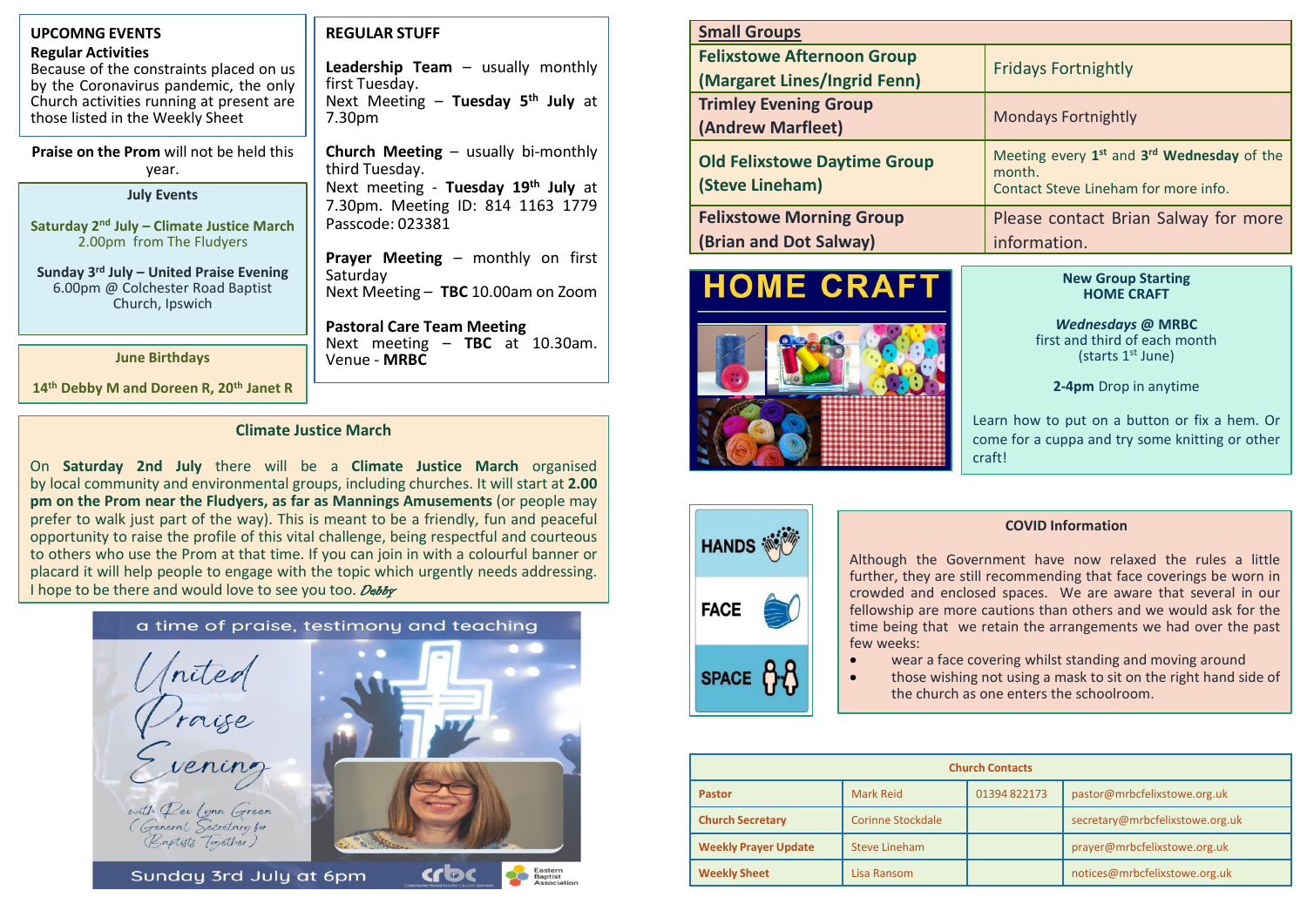**UPCOMNG EVENTS**
**Regular Activities**
Because of the constraints placed on us by the Coronavirus pandemic, the only Church activities running at present are those listed in the Weekly Sheet

**Praise on the Prom** will not be held this year.

**July Events**

**Saturday 2nd July – Climate Justice March**
2.00pm from The Fludyers

**Sunday 3rd July – United Praise Evening**
6.00pm @ Colchester Road Baptist Church, Ipswich

**June Birthdays**

**14th Debby M and Doreen R, 20th Janet R**

**REGULAR STUFF**

**Leadership Team** – usually monthly first Tuesday.
Next Meeting – **Tuesday 5th July** at 7.30pm

**Church Meeting** – usually bi-monthly third Tuesday.
Next meeting - **Tuesday 19th July** at 7.30pm. Meeting ID: 814 1163 1779 Passcode: 023381

**Prayer Meeting** – monthly on first Saturday
Next Meeting – **TBC** 10.00am on Zoom

**Pastoral Care Team Meeting**
Next meeting – **TBC** at 10.30am. Venue - **MRBC**

**Climate Justice March**

On **Saturday 2nd July** there will be a **Climate Justice March** organised by local community and environmental groups, including churches. It will start at **2.00 pm on the Prom near the Fludyers, as far as Mannings Amusements** (or people may prefer to walk just part of the way). This is meant to be a friendly, fun and peaceful opportunity to raise the profile of this vital challenge, being respectful and courteous to others who use the Prom at that time. If you can join in with a colourful banner or placard it will help people to engage with the topic which urgently needs addressing. I hope to be there and would love to see you too. *Debby*

a time of praise, testimony and teaching

United Praise Evening

with Rev Lynn Green (General Secretary for Baptists Together)

Sunday 3rd July at 6pm

| **Small Groups** | |
|---|---|
| **Felixstowe Afternoon Group (Margaret Lines/Ingrid Fenn)** | Fridays Fortnightly |
| **Trimley Evening Group (Andrew Marfleet)** | Mondays Fortnightly |
| **Old Felixstowe Daytime Group (Steve Lineham)** | Meeting every **1st** and **3rd Wednesday** of the month. Contact Steve Lineham for more info. |
| **Felixstowe Morning Group (Brian and Dot Salway)** | Please contact Brian Salway for more information. |

**HOME CRAFT**

**New Group Starting**
**HOME CRAFT**

***Wednesdays* @ MRBC**
first and third of each month
(starts 1st June)

**2-4pm** Drop in anytime

Learn how to put on a button or fix a hem. Or come for a cuppa and try some knitting or other craft!

HANDS
FACE
SPACE

**COVID Information**

Although the Government have now relaxed the rules a little further, they are still recommending that face coverings be worn in crowded and enclosed spaces. We are aware that several in our fellowship are more cautions than others and we would ask for the time being that we retain the arrangements we had over the past few weeks:

- wear a face covering whilst standing and moving around
- those wishing not using a mask to sit on the right hand side of the church as one enters the schoolroom.

| **Church Contacts** | | | |
|---|---|---|---|
| **Pastor** | Mark Reid | 01394 822173 | pastor@mrbcfelixstowe.org.uk |
| **Church Secretary** | Corinne Stockdale | | secretary@mrbcfelixstowe.org.uk |
| **Weekly Prayer Update** | Steve Lineham | | prayer@mrbcfelixstowe.org.uk |
| **Weekly Sheet** | Lisa Ransom | | notices@mrbcfelixstowe.org.uk |